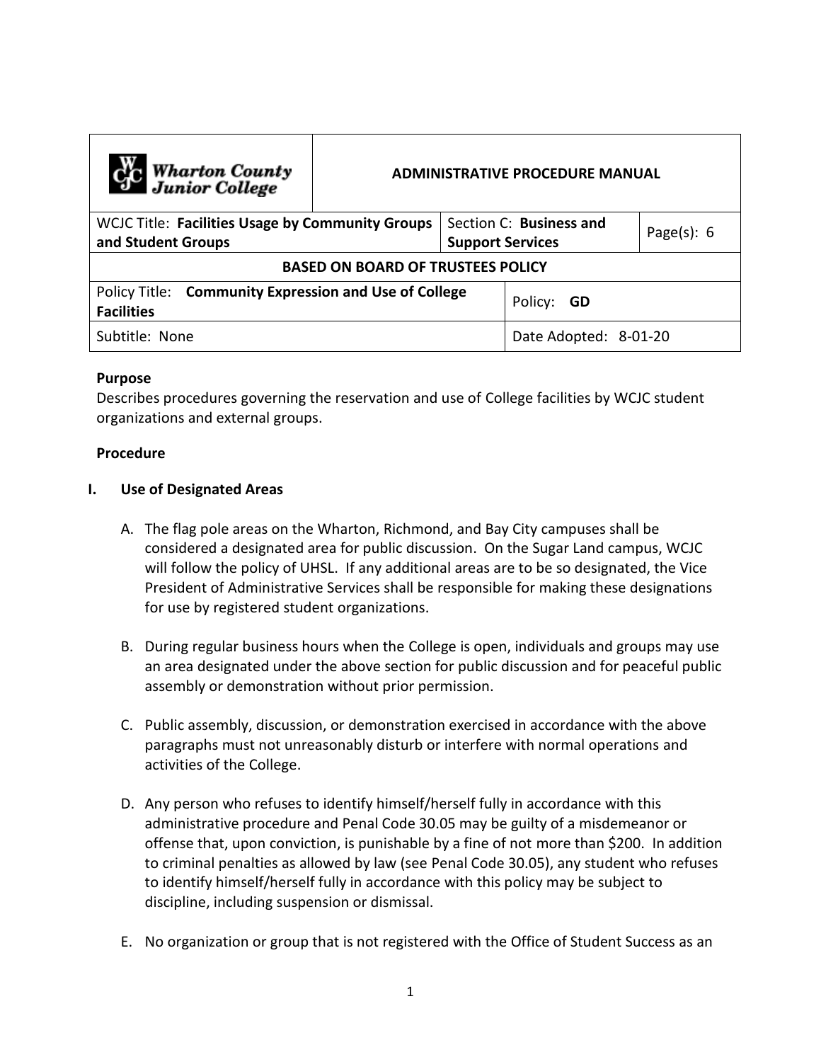| Wharton County Junior College | ADMINISTRATIVE PROCEDURE MANUAL | | |
|---|---|---|---|
| WCJC Title: **Facilities Usage by Community Groups and Student Groups** | Section C: **Business and Support Services** | | Page(s): 6 |
| **BASED ON BOARD OF TRUSTEES POLICY** | | | |
| Policy Title: **Community Expression and Use of College Facilities** | | Policy: **GD** | |
| Subtitle: None | | Date Adopted: 8-01-20 | |

**Purpose**

Describes procedures governing the reservation and use of College facilities by WCJC student organizations and external groups.

**Procedure**

**I. Use of Designated Areas**

A. The flag pole areas on the Wharton, Richmond, and Bay City campuses shall be considered a designated area for public discussion. On the Sugar Land campus, WCJC will follow the policy of UHSL. If any additional areas are to be so designated, the Vice President of Administrative Services shall be responsible for making these designations for use by registered student organizations.

B. During regular business hours when the College is open, individuals and groups may use an area designated under the above section for public discussion and for peaceful public assembly or demonstration without prior permission.

C. Public assembly, discussion, or demonstration exercised in accordance with the above paragraphs must not unreasonably disturb or interfere with normal operations and activities of the College.

D. Any person who refuses to identify himself/herself fully in accordance with this administrative procedure and Penal Code 30.05 may be guilty of a misdemeanor or offense that, upon conviction, is punishable by a fine of not more than $200. In addition to criminal penalties as allowed by law (see Penal Code 30.05), any student who refuses to identify himself/herself fully in accordance with this policy may be subject to discipline, including suspension or dismissal.

E. No organization or group that is not registered with the Office of Student Success as an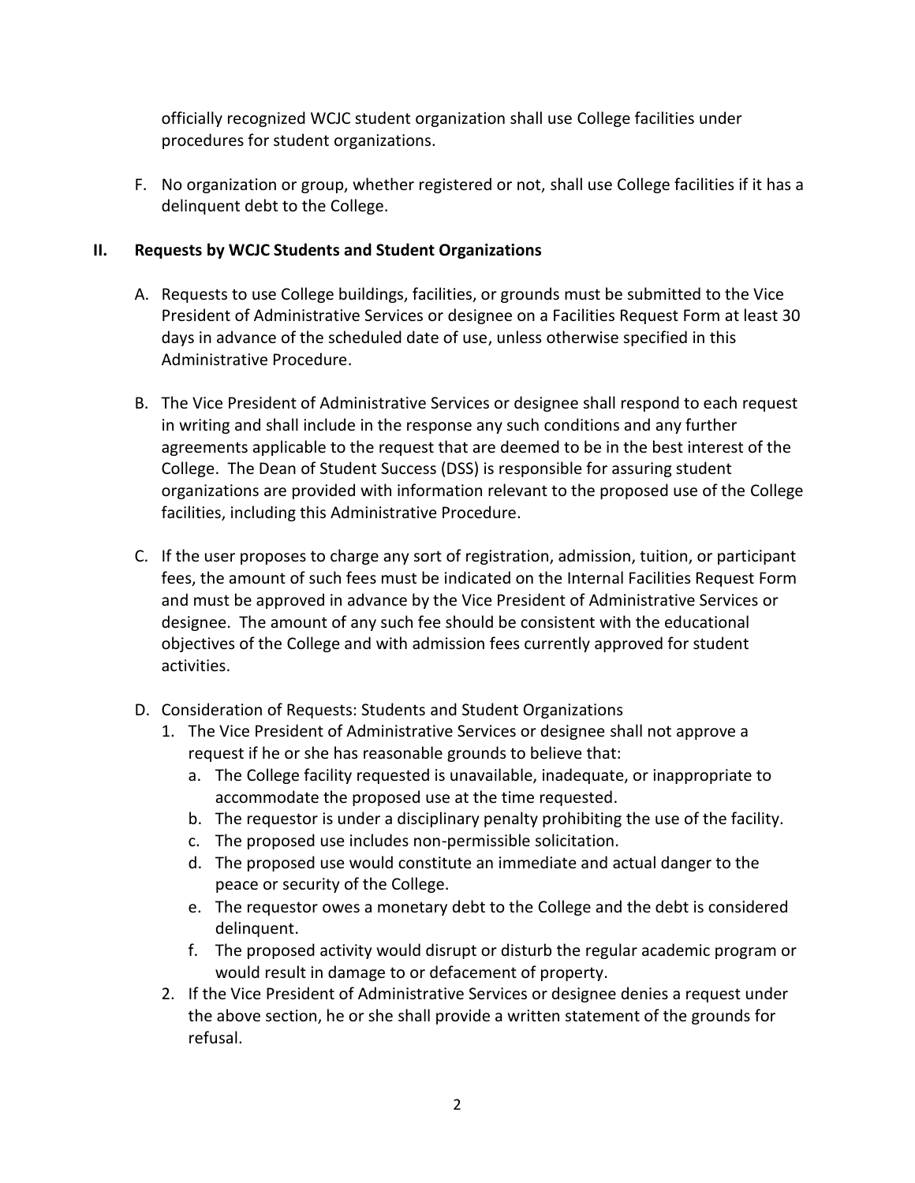officially recognized WCJC student organization shall use College facilities under procedures for student organizations.

F. No organization or group, whether registered or not, shall use College facilities if it has a delinquent debt to the College.

## II. Requests by WCJC Students and Student Organizations

A. Requests to use College buildings, facilities, or grounds must be submitted to the Vice President of Administrative Services or designee on a Facilities Request Form at least 30 days in advance of the scheduled date of use, unless otherwise specified in this Administrative Procedure.

B. The Vice President of Administrative Services or designee shall respond to each request in writing and shall include in the response any such conditions and any further agreements applicable to the request that are deemed to be in the best interest of the College. The Dean of Student Success (DSS) is responsible for assuring student organizations are provided with information relevant to the proposed use of the College facilities, including this Administrative Procedure.

C. If the user proposes to charge any sort of registration, admission, tuition, or participant fees, the amount of such fees must be indicated on the Internal Facilities Request Form and must be approved in advance by the Vice President of Administrative Services or designee. The amount of any such fee should be consistent with the educational objectives of the College and with admission fees currently approved for student activities.

D. Consideration of Requests: Students and Student Organizations
   1. The Vice President of Administrative Services or designee shall not approve a request if he or she has reasonable grounds to believe that:
      a. The College facility requested is unavailable, inadequate, or inappropriate to accommodate the proposed use at the time requested.
      b. The requestor is under a disciplinary penalty prohibiting the use of the facility.
      c. The proposed use includes non-permissible solicitation.
      d. The proposed use would constitute an immediate and actual danger to the peace or security of the College.
      e. The requestor owes a monetary debt to the College and the debt is considered delinquent.
      f. The proposed activity would disrupt or disturb the regular academic program or would result in damage to or defacement of property.
   2. If the Vice President of Administrative Services or designee denies a request under the above section, he or she shall provide a written statement of the grounds for refusal.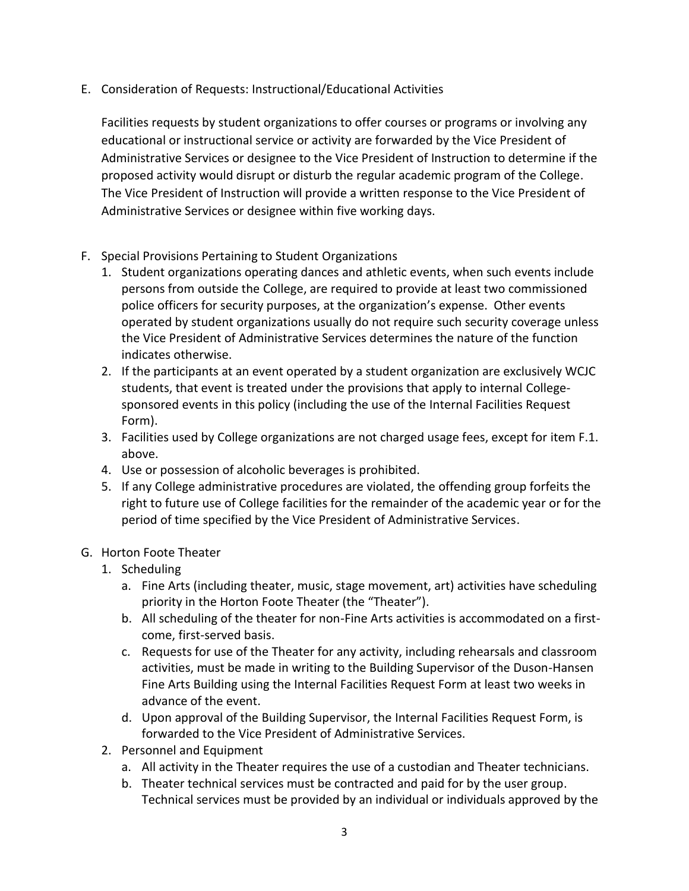E. Consideration of Requests: Instructional/Educational Activities

   Facilities requests by student organizations to offer courses or programs or involving any educational or instructional service or activity are forwarded by the Vice President of Administrative Services or designee to the Vice President of Instruction to determine if the proposed activity would disrupt or disturb the regular academic program of the College. The Vice President of Instruction will provide a written response to the Vice President of Administrative Services or designee within five working days.

F. Special Provisions Pertaining to Student Organizations
   1. Student organizations operating dances and athletic events, when such events include persons from outside the College, are required to provide at least two commissioned police officers for security purposes, at the organization's expense. Other events operated by student organizations usually do not require such security coverage unless the Vice President of Administrative Services determines the nature of the function indicates otherwise.
   2. If the participants at an event operated by a student organization are exclusively WCJC students, that event is treated under the provisions that apply to internal College-sponsored events in this policy (including the use of the Internal Facilities Request Form).
   3. Facilities used by College organizations are not charged usage fees, except for item F.1. above.
   4. Use or possession of alcoholic beverages is prohibited.
   5. If any College administrative procedures are violated, the offending group forfeits the right to future use of College facilities for the remainder of the academic year or for the period of time specified by the Vice President of Administrative Services.

G. Horton Foote Theater
   1. Scheduling
      a. Fine Arts (including theater, music, stage movement, art) activities have scheduling priority in the Horton Foote Theater (the "Theater").
      b. All scheduling of the theater for non-Fine Arts activities is accommodated on a first-come, first-served basis.
      c. Requests for use of the Theater for any activity, including rehearsals and classroom activities, must be made in writing to the Building Supervisor of the Duson-Hansen Fine Arts Building using the Internal Facilities Request Form at least two weeks in advance of the event.
      d. Upon approval of the Building Supervisor, the Internal Facilities Request Form, is forwarded to the Vice President of Administrative Services.
   2. Personnel and Equipment
      a. All activity in the Theater requires the use of a custodian and Theater technicians.
      b. Theater technical services must be contracted and paid for by the user group. Technical services must be provided by an individual or individuals approved by the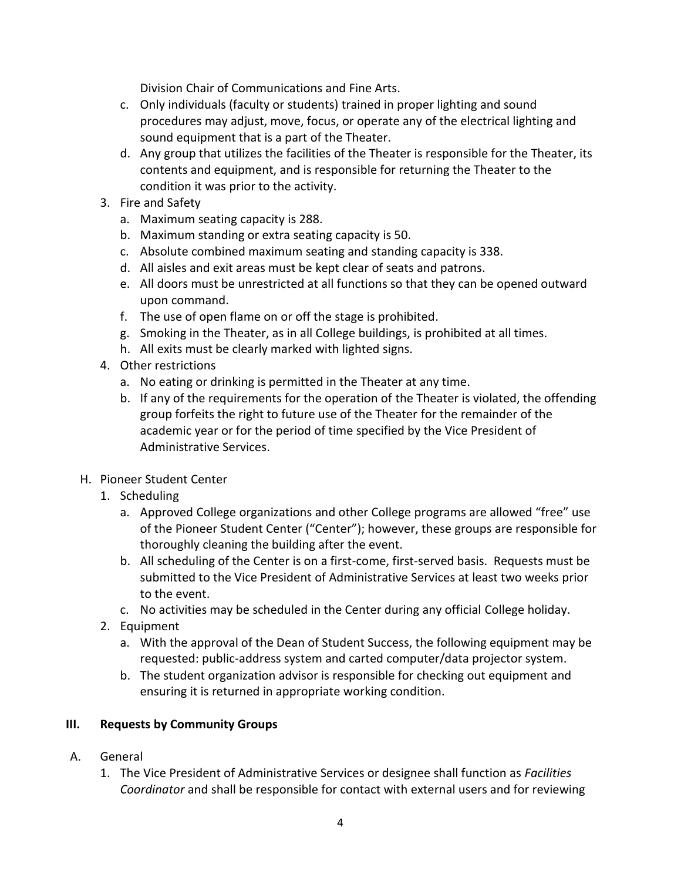Division Chair of Communications and Fine Arts.

   c. Only individuals (faculty or students) trained in proper lighting and sound procedures may adjust, move, focus, or operate any of the electrical lighting and sound equipment that is a part of the Theater.
   d. Any group that utilizes the facilities of the Theater is responsible for the Theater, its contents and equipment, and is responsible for returning the Theater to the condition it was prior to the activity.

3. Fire and Safety
   a. Maximum seating capacity is 288.
   b. Maximum standing or extra seating capacity is 50.
   c. Absolute combined maximum seating and standing capacity is 338.
   d. All aisles and exit areas must be kept clear of seats and patrons.
   e. All doors must be unrestricted at all functions so that they can be opened outward upon command.
   f. The use of open flame on or off the stage is prohibited.
   g. Smoking in the Theater, as in all College buildings, is prohibited at all times.
   h. All exits must be clearly marked with lighted signs.
4. Other restrictions
   a. No eating or drinking is permitted in the Theater at any time.
   b. If any of the requirements for the operation of the Theater is violated, the offending group forfeits the right to future use of the Theater for the remainder of the academic year or for the period of time specified by the Vice President of Administrative Services.

H. Pioneer Student Center
1. Scheduling
   a. Approved College organizations and other College programs are allowed "free" use of the Pioneer Student Center ("Center"); however, these groups are responsible for thoroughly cleaning the building after the event.
   b. All scheduling of the Center is on a first-come, first-served basis. Requests must be submitted to the Vice President of Administrative Services at least two weeks prior to the event.
   c. No activities may be scheduled in the Center during any official College holiday.
2. Equipment
   a. With the approval of the Dean of Student Success, the following equipment may be requested: public-address system and carted computer/data projector system.
   b. The student organization advisor is responsible for checking out equipment and ensuring it is returned in appropriate working condition.

## III. Requests by Community Groups

A. General
1. The Vice President of Administrative Services or designee shall function as *Facilities Coordinator* and shall be responsible for contact with external users and for reviewing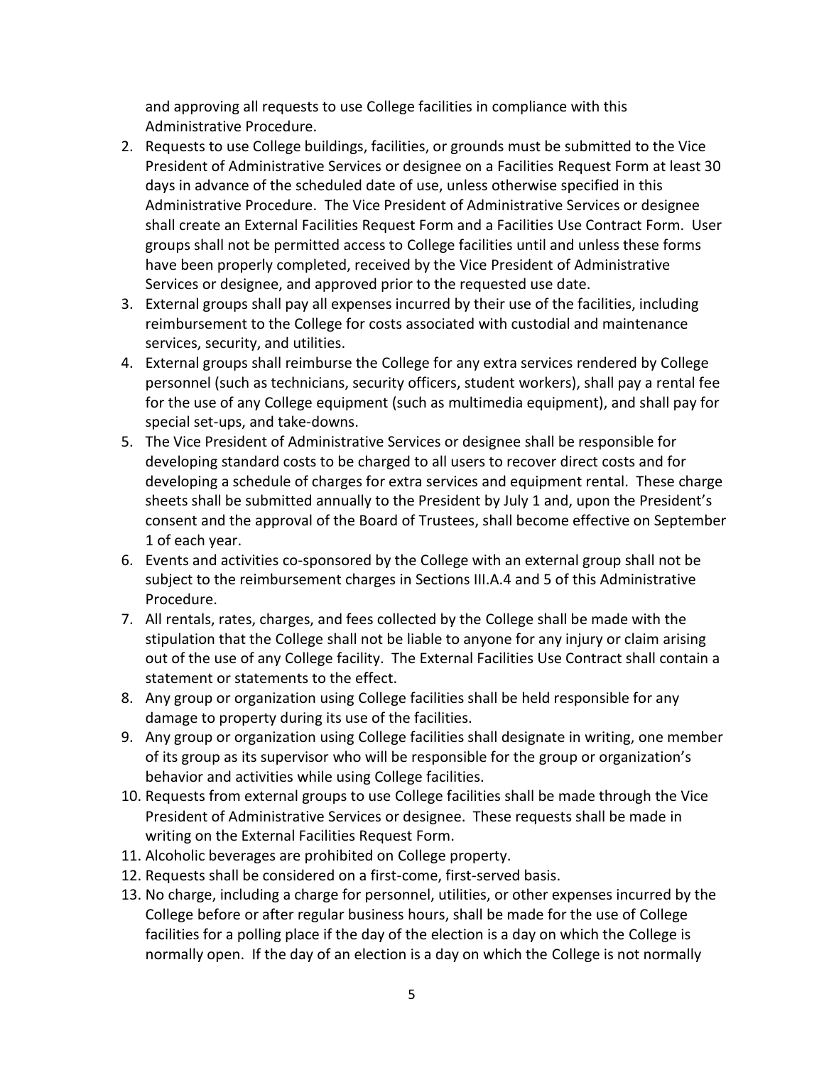and approving all requests to use College facilities in compliance with this Administrative Procedure.

2. Requests to use College buildings, facilities, or grounds must be submitted to the Vice President of Administrative Services or designee on a Facilities Request Form at least 30 days in advance of the scheduled date of use, unless otherwise specified in this Administrative Procedure. The Vice President of Administrative Services or designee shall create an External Facilities Request Form and a Facilities Use Contract Form. User groups shall not be permitted access to College facilities until and unless these forms have been properly completed, received by the Vice President of Administrative Services or designee, and approved prior to the requested use date.
3. External groups shall pay all expenses incurred by their use of the facilities, including reimbursement to the College for costs associated with custodial and maintenance services, security, and utilities.
4. External groups shall reimburse the College for any extra services rendered by College personnel (such as technicians, security officers, student workers), shall pay a rental fee for the use of any College equipment (such as multimedia equipment), and shall pay for special set-ups, and take-downs.
5. The Vice President of Administrative Services or designee shall be responsible for developing standard costs to be charged to all users to recover direct costs and for developing a schedule of charges for extra services and equipment rental. These charge sheets shall be submitted annually to the President by July 1 and, upon the President's consent and the approval of the Board of Trustees, shall become effective on September 1 of each year.
6. Events and activities co-sponsored by the College with an external group shall not be subject to the reimbursement charges in Sections III.A.4 and 5 of this Administrative Procedure.
7. All rentals, rates, charges, and fees collected by the College shall be made with the stipulation that the College shall not be liable to anyone for any injury or claim arising out of the use of any College facility. The External Facilities Use Contract shall contain a statement or statements to the effect.
8. Any group or organization using College facilities shall be held responsible for any damage to property during its use of the facilities.
9. Any group or organization using College facilities shall designate in writing, one member of its group as its supervisor who will be responsible for the group or organization's behavior and activities while using College facilities.
10. Requests from external groups to use College facilities shall be made through the Vice President of Administrative Services or designee. These requests shall be made in writing on the External Facilities Request Form.
11. Alcoholic beverages are prohibited on College property.
12. Requests shall be considered on a first-come, first-served basis.
13. No charge, including a charge for personnel, utilities, or other expenses incurred by the College before or after regular business hours, shall be made for the use of College facilities for a polling place if the day of the election is a day on which the College is normally open. If the day of an election is a day on which the College is not normally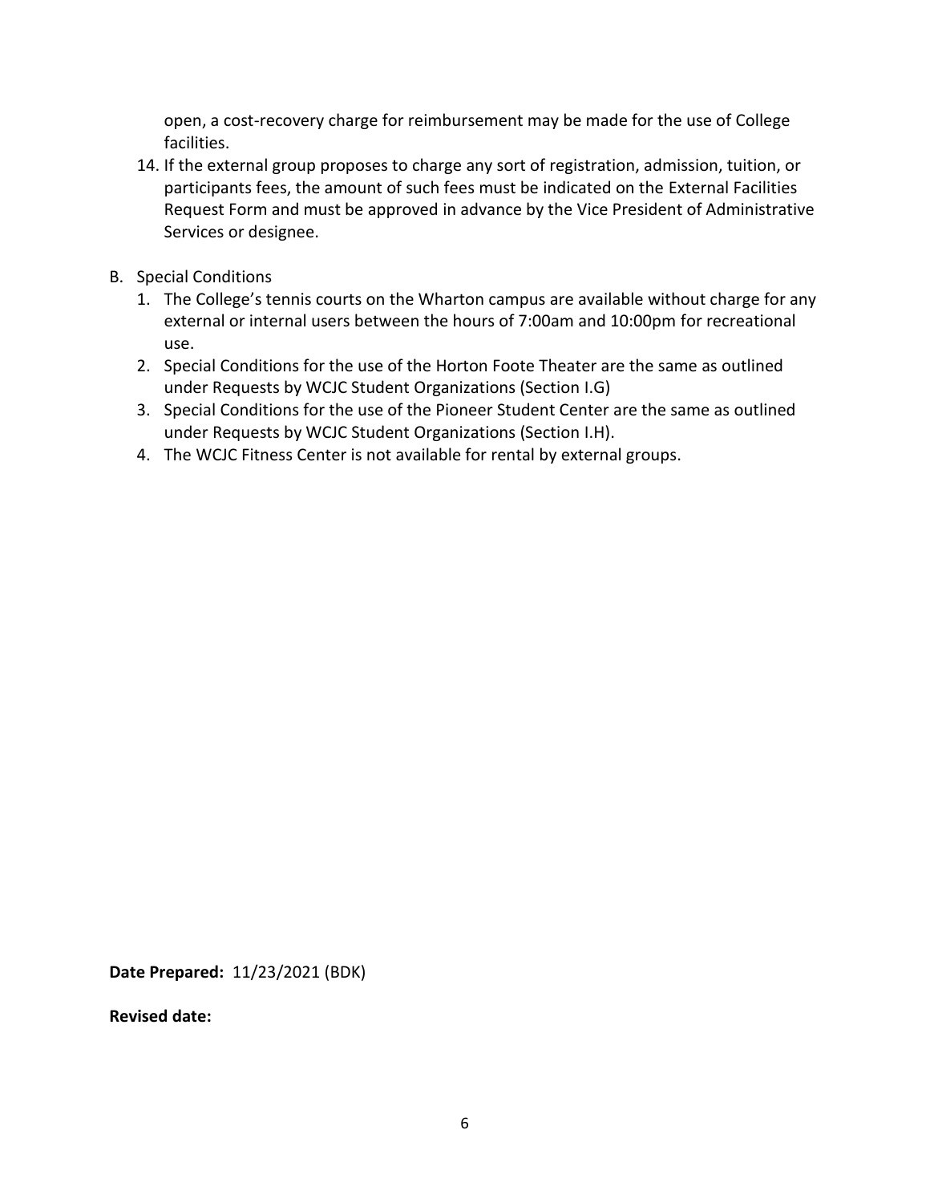open, a cost-recovery charge for reimbursement may be made for the use of College facilities.

14. If the external group proposes to charge any sort of registration, admission, tuition, or participants fees, the amount of such fees must be indicated on the External Facilities Request Form and must be approved in advance by the Vice President of Administrative Services or designee.

B. Special Conditions
   1. The College's tennis courts on the Wharton campus are available without charge for any external or internal users between the hours of 7:00am and 10:00pm for recreational use.
   2. Special Conditions for the use of the Horton Foote Theater are the same as outlined under Requests by WCJC Student Organizations (Section I.G)
   3. Special Conditions for the use of the Pioneer Student Center are the same as outlined under Requests by WCJC Student Organizations (Section I.H).
   4. The WCJC Fitness Center is not available for rental by external groups.

**Date Prepared:** 11/23/2021 (BDK)

**Revised date:**